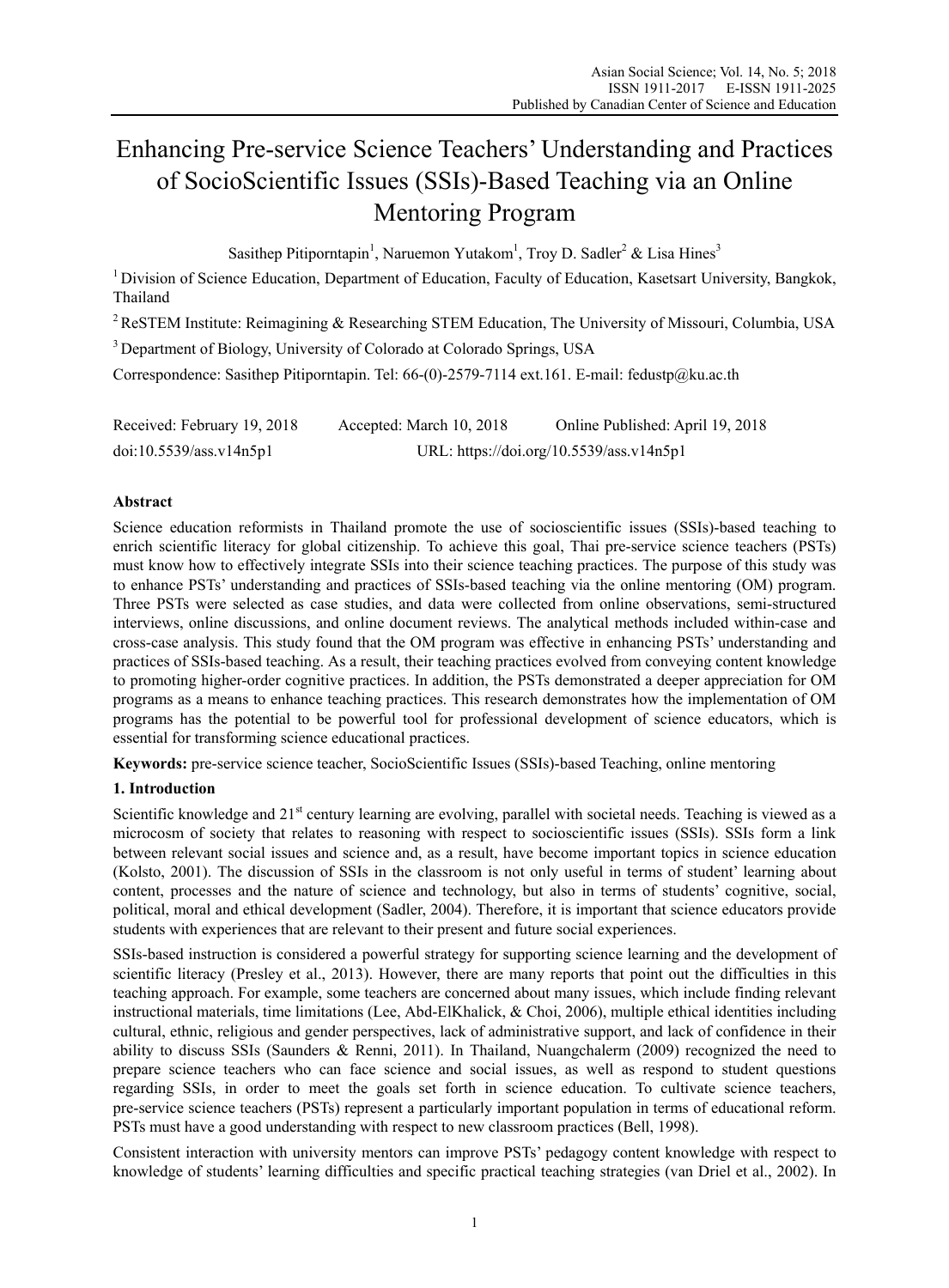# Enhancing Pre-service Science Teachers' Understanding and Practices of SocioScientific Issues (SSIs)-Based Teaching via an Online Mentoring Program

Sasithep Pitiporntapin[1], Naruemon Yutakom[1], Troy D. Sadler[2] & Lisa Hines[3]

[1] Division of Science Education, Department of Education, Faculty of Education, Kasetsart University, Bangkok, Thailand

[2] ReSTEM Institute: Reimagining & Researching STEM Education, The University of Missouri, Columbia, USA

[3] Department of Biology, University of Colorado at Colorado Springs, USA

Correspondence: Sasithep Pitiporntapin. Tel: 66-(0)-2579-7114 ext.161. E-mail: fedustp@ku.ac.th

Received: February 19, 2018 Accepted: March 10, 2018 Online Published: April 19, 2018

doi:10.5539/ass.v14n5p1 URL: https://doi.org/10.5539/ass.v14n5p1

## Abstract

Science education reformists in Thailand promote the use of socioscientific issues (SSIs)-based teaching to enrich scientific literacy for global citizenship. To achieve this goal, Thai pre-service science teachers (PSTs) must know how to effectively integrate SSIs into their science teaching practices. The purpose of this study was to enhance PSTs' understanding and practices of SSIs-based teaching via the online mentoring (OM) program. Three PSTs were selected as case studies, and data were collected from online observations, semi-structured interviews, online discussions, and online document reviews. The analytical methods included within-case and cross-case analysis. This study found that the OM program was effective in enhancing PSTs' understanding and practices of SSIs-based teaching. As a result, their teaching practices evolved from conveying content knowledge to promoting higher-order cognitive practices. In addition, the PSTs demonstrated a deeper appreciation for OM programs as a means to enhance teaching practices. This research demonstrates how the implementation of OM programs has the potential to be powerful tool for professional development of science educators, which is essential for transforming science educational practices.

**Keywords:** pre-service science teacher, SocioScientific Issues (SSIs)-based Teaching, online mentoring

## 1. Introduction

Scientific knowledge and 21st century learning are evolving, parallel with societal needs. Teaching is viewed as a microcosm of society that relates to reasoning with respect to socioscientific issues (SSIs). SSIs form a link between relevant social issues and science and, as a result, have become important topics in science education (Kolsto, 2001). The discussion of SSIs in the classroom is not only useful in terms of student' learning about content, processes and the nature of science and technology, but also in terms of students' cognitive, social, political, moral and ethical development (Sadler, 2004). Therefore, it is important that science educators provide students with experiences that are relevant to their present and future social experiences.

SSIs-based instruction is considered a powerful strategy for supporting science learning and the development of scientific literacy (Presley et al., 2013). However, there are many reports that point out the difficulties in this teaching approach. For example, some teachers are concerned about many issues, which include finding relevant instructional materials, time limitations (Lee, Abd-ElKhalick, & Choi, 2006), multiple ethical identities including cultural, ethnic, religious and gender perspectives, lack of administrative support, and lack of confidence in their ability to discuss SSIs (Saunders & Renni, 2011). In Thailand, Nuangchalerm (2009) recognized the need to prepare science teachers who can face science and social issues, as well as respond to student questions regarding SSIs, in order to meet the goals set forth in science education. To cultivate science teachers, pre-service science teachers (PSTs) represent a particularly important population in terms of educational reform. PSTs must have a good understanding with respect to new classroom practices (Bell, 1998).

Consistent interaction with university mentors can improve PSTs' pedagogy content knowledge with respect to knowledge of students' learning difficulties and specific practical teaching strategies (van Driel et al., 2002). In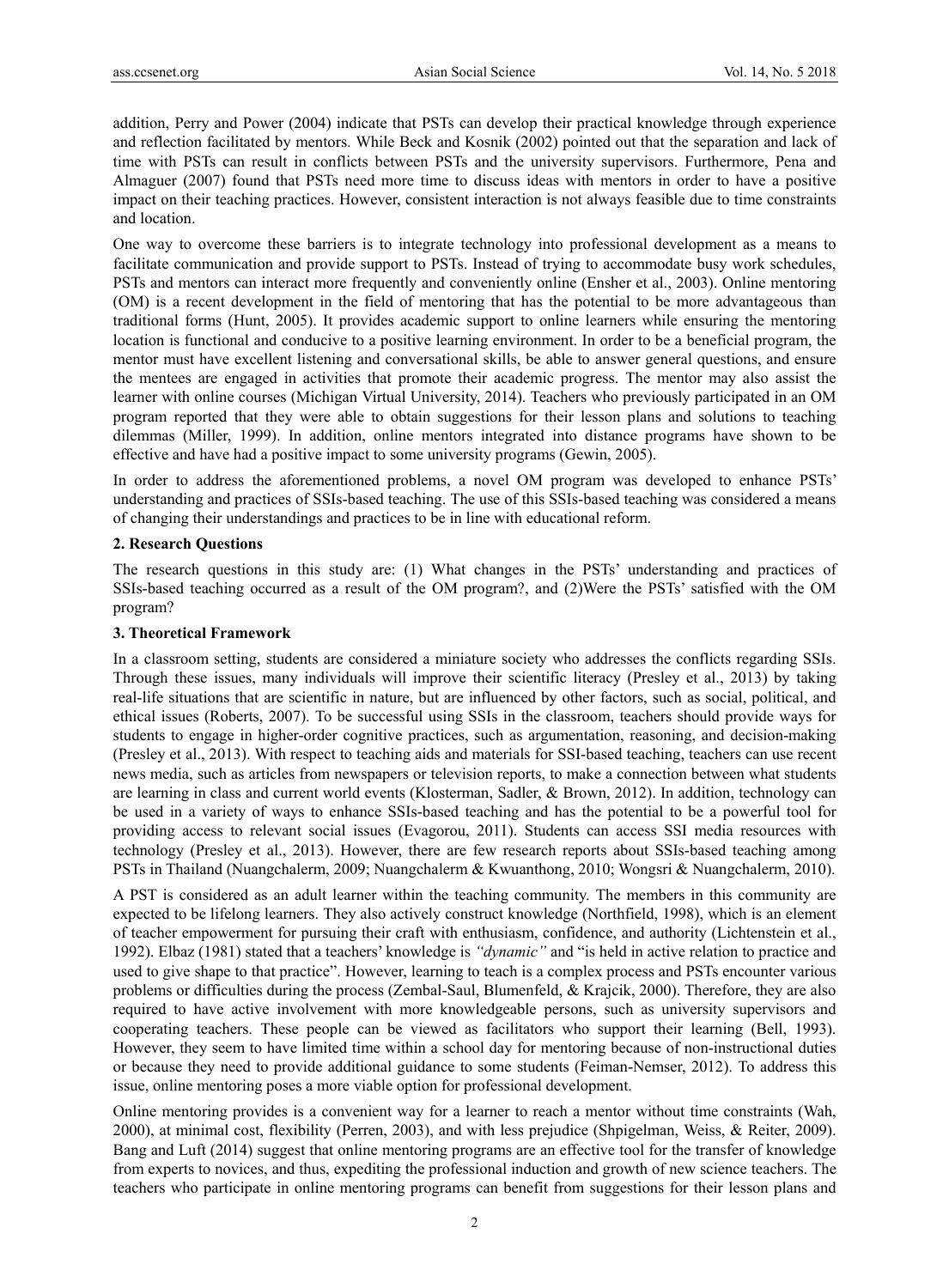addition, Perry and Power (2004) indicate that PSTs can develop their practical knowledge through experience and reflection facilitated by mentors. While Beck and Kosnik (2002) pointed out that the separation and lack of time with PSTs can result in conflicts between PSTs and the university supervisors. Furthermore, Pena and Almaguer (2007) found that PSTs need more time to discuss ideas with mentors in order to have a positive impact on their teaching practices. However, consistent interaction is not always feasible due to time constraints and location.

One way to overcome these barriers is to integrate technology into professional development as a means to facilitate communication and provide support to PSTs. Instead of trying to accommodate busy work schedules, PSTs and mentors can interact more frequently and conveniently online (Ensher et al., 2003). Online mentoring (OM) is a recent development in the field of mentoring that has the potential to be more advantageous than traditional forms (Hunt, 2005). It provides academic support to online learners while ensuring the mentoring location is functional and conducive to a positive learning environment. In order to be a beneficial program, the mentor must have excellent listening and conversational skills, be able to answer general questions, and ensure the mentees are engaged in activities that promote their academic progress. The mentor may also assist the learner with online courses (Michigan Virtual University, 2014). Teachers who previously participated in an OM program reported that they were able to obtain suggestions for their lesson plans and solutions to teaching dilemmas (Miller, 1999). In addition, online mentors integrated into distance programs have shown to be effective and have had a positive impact to some university programs (Gewin, 2005).

In order to address the aforementioned problems, a novel OM program was developed to enhance PSTs' understanding and practices of SSIs-based teaching. The use of this SSIs-based teaching was considered a means of changing their understandings and practices to be in line with educational reform.

## 2. Research Questions

The research questions in this study are: (1) What changes in the PSTs' understanding and practices of SSIs-based teaching occurred as a result of the OM program?, and (2)Were the PSTs' satisfied with the OM program?

## 3. Theoretical Framework

In a classroom setting, students are considered a miniature society who addresses the conflicts regarding SSIs. Through these issues, many individuals will improve their scientific literacy (Presley et al., 2013) by taking real-life situations that are scientific in nature, but are influenced by other factors, such as social, political, and ethical issues (Roberts, 2007). To be successful using SSIs in the classroom, teachers should provide ways for students to engage in higher-order cognitive practices, such as argumentation, reasoning, and decision-making (Presley et al., 2013). With respect to teaching aids and materials for SSI-based teaching, teachers can use recent news media, such as articles from newspapers or television reports, to make a connection between what students are learning in class and current world events (Klosterman, Sadler, & Brown, 2012). In addition, technology can be used in a variety of ways to enhance SSIs-based teaching and has the potential to be a powerful tool for providing access to relevant social issues (Evagorou, 2011). Students can access SSI media resources with technology (Presley et al., 2013). However, there are few research reports about SSIs-based teaching among PSTs in Thailand (Nuangchalerm, 2009; Nuangchalerm & Kwuanthong, 2010; Wongsri & Nuangchalerm, 2010).

A PST is considered as an adult learner within the teaching community. The members in this community are expected to be lifelong learners. They also actively construct knowledge (Northfield, 1998), which is an element of teacher empowerment for pursuing their craft with enthusiasm, confidence, and authority (Lichtenstein et al., 1992). Elbaz (1981) stated that a teachers' knowledge is *"dynamic"* and "is held in active relation to practice and used to give shape to that practice". However, learning to teach is a complex process and PSTs encounter various problems or difficulties during the process (Zembal-Saul, Blumenfeld, & Krajcik, 2000). Therefore, they are also required to have active involvement with more knowledgeable persons, such as university supervisors and cooperating teachers. These people can be viewed as facilitators who support their learning (Bell, 1993). However, they seem to have limited time within a school day for mentoring because of non-instructional duties or because they need to provide additional guidance to some students (Feiman-Nemser, 2012). To address this issue, online mentoring poses a more viable option for professional development.

Online mentoring provides is a convenient way for a learner to reach a mentor without time constraints (Wah, 2000), at minimal cost, flexibility (Perren, 2003), and with less prejudice (Shpigelman, Weiss, & Reiter, 2009). Bang and Luft (2014) suggest that online mentoring programs are an effective tool for the transfer of knowledge from experts to novices, and thus, expediting the professional induction and growth of new science teachers. The teachers who participate in online mentoring programs can benefit from suggestions for their lesson plans and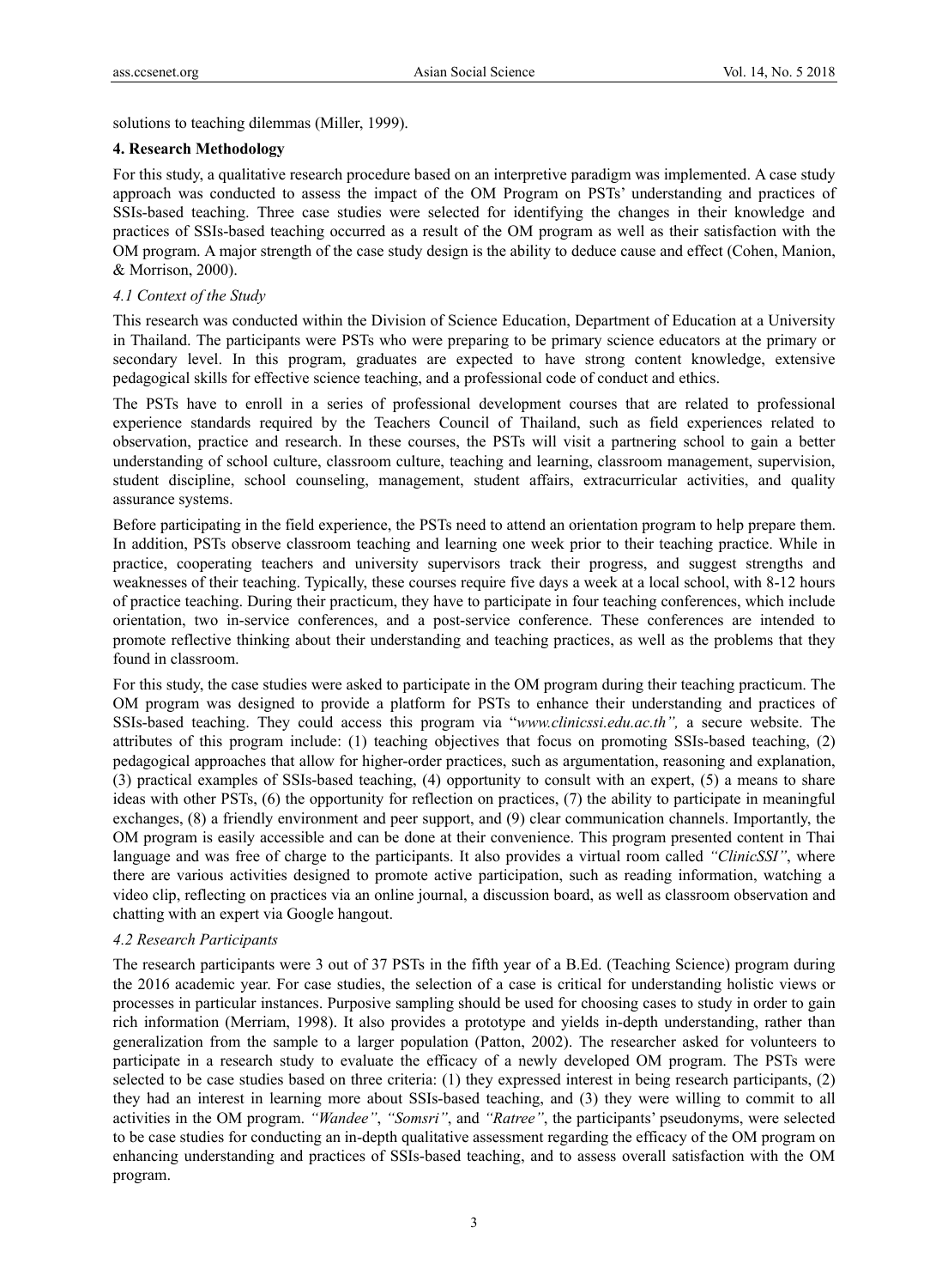solutions to teaching dilemmas (Miller, 1999).

## 4. Research Methodology

For this study, a qualitative research procedure based on an interpretive paradigm was implemented. A case study approach was conducted to assess the impact of the OM Program on PSTs' understanding and practices of SSIs-based teaching. Three case studies were selected for identifying the changes in their knowledge and practices of SSIs-based teaching occurred as a result of the OM program as well as their satisfaction with the OM program. A major strength of the case study design is the ability to deduce cause and effect (Cohen, Manion, & Morrison, 2000).

### *4.1 Context of the Study*

This research was conducted within the Division of Science Education, Department of Education at a University in Thailand. The participants were PSTs who were preparing to be primary science educators at the primary or secondary level. In this program, graduates are expected to have strong content knowledge, extensive pedagogical skills for effective science teaching, and a professional code of conduct and ethics.

The PSTs have to enroll in a series of professional development courses that are related to professional experience standards required by the Teachers Council of Thailand, such as field experiences related to observation, practice and research. In these courses, the PSTs will visit a partnering school to gain a better understanding of school culture, classroom culture, teaching and learning, classroom management, supervision, student discipline, school counseling, management, student affairs, extracurricular activities, and quality assurance systems.

Before participating in the field experience, the PSTs need to attend an orientation program to help prepare them. In addition, PSTs observe classroom teaching and learning one week prior to their teaching practice. While in practice, cooperating teachers and university supervisors track their progress, and suggest strengths and weaknesses of their teaching. Typically, these courses require five days a week at a local school, with 8-12 hours of practice teaching. During their practicum, they have to participate in four teaching conferences, which include orientation, two in-service conferences, and a post-service conference. These conferences are intended to promote reflective thinking about their understanding and teaching practices, as well as the problems that they found in classroom.

For this study, the case studies were asked to participate in the OM program during their teaching practicum. The OM program was designed to provide a platform for PSTs to enhance their understanding and practices of SSIs-based teaching. They could access this program via "*www.clinicssi.edu.ac.th",* a secure website. The attributes of this program include: (1) teaching objectives that focus on promoting SSIs-based teaching, (2) pedagogical approaches that allow for higher-order practices, such as argumentation, reasoning and explanation, (3) practical examples of SSIs-based teaching, (4) opportunity to consult with an expert, (5) a means to share ideas with other PSTs, (6) the opportunity for reflection on practices, (7) the ability to participate in meaningful exchanges, (8) a friendly environment and peer support, and (9) clear communication channels. Importantly, the OM program is easily accessible and can be done at their convenience. This program presented content in Thai language and was free of charge to the participants. It also provides a virtual room called *"ClinicSSI"*, where there are various activities designed to promote active participation, such as reading information, watching a video clip, reflecting on practices via an online journal, a discussion board, as well as classroom observation and chatting with an expert via Google hangout.

### *4.2 Research Participants*

The research participants were 3 out of 37 PSTs in the fifth year of a B.Ed. (Teaching Science) program during the 2016 academic year. For case studies, the selection of a case is critical for understanding holistic views or processes in particular instances. Purposive sampling should be used for choosing cases to study in order to gain rich information (Merriam, 1998). It also provides a prototype and yields in-depth understanding, rather than generalization from the sample to a larger population (Patton, 2002). The researcher asked for volunteers to participate in a research study to evaluate the efficacy of a newly developed OM program. The PSTs were selected to be case studies based on three criteria: (1) they expressed interest in being research participants, (2) they had an interest in learning more about SSIs-based teaching, and (3) they were willing to commit to all activities in the OM program. *"Wandee"*, *"Somsri"*, and *"Ratree"*, the participants' pseudonyms, were selected to be case studies for conducting an in-depth qualitative assessment regarding the efficacy of the OM program on enhancing understanding and practices of SSIs-based teaching, and to assess overall satisfaction with the OM program.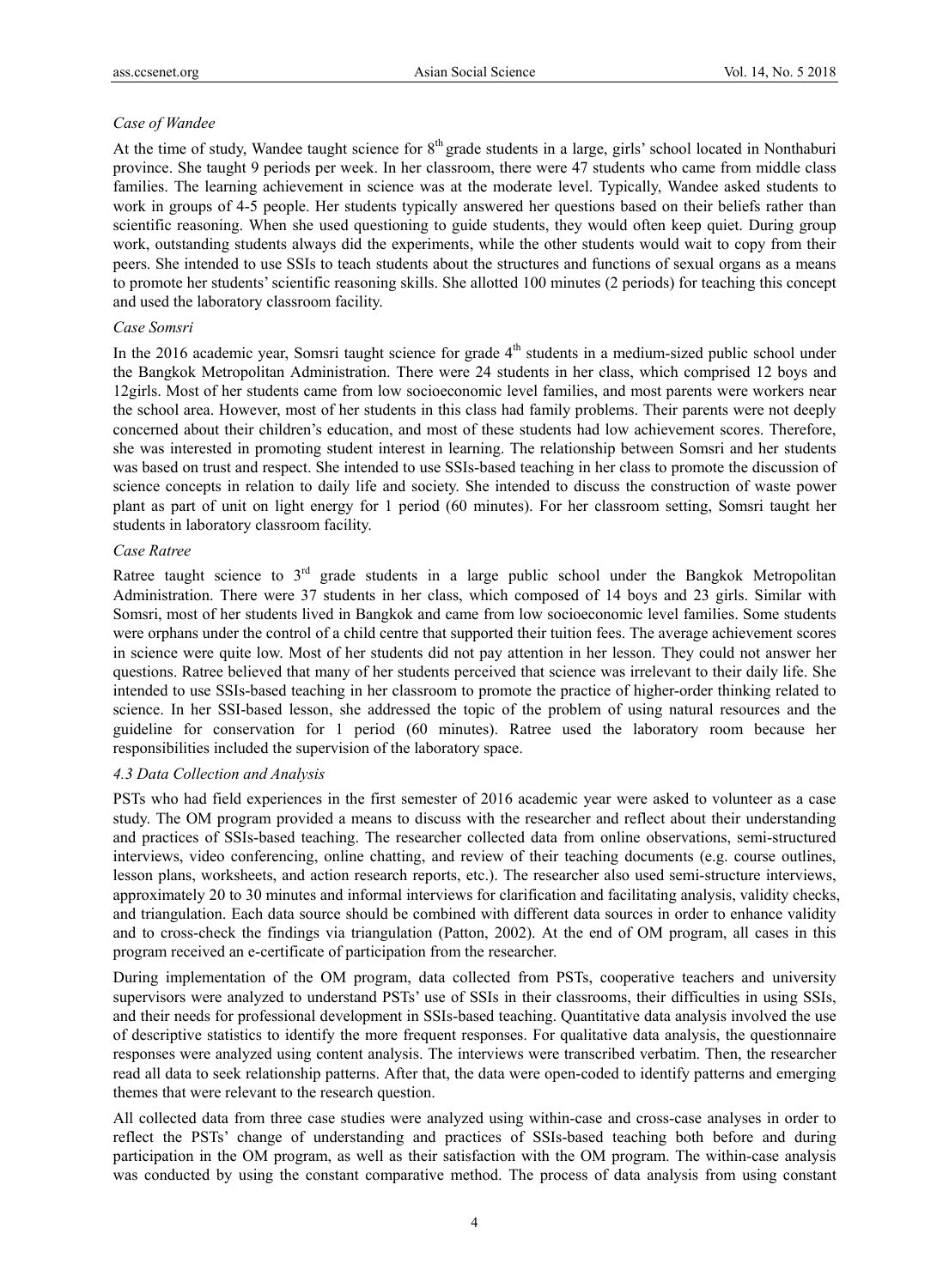*Case of Wandee*

At the time of study, Wandee taught science for 8th grade students in a large, girls' school located in Nonthaburi province. She taught 9 periods per week. In her classroom, there were 47 students who came from middle class families. The learning achievement in science was at the moderate level. Typically, Wandee asked students to work in groups of 4-5 people. Her students typically answered her questions based on their beliefs rather than scientific reasoning. When she used questioning to guide students, they would often keep quiet. During group work, outstanding students always did the experiments, while the other students would wait to copy from their peers. She intended to use SSIs to teach students about the structures and functions of sexual organs as a means to promote her students' scientific reasoning skills. She allotted 100 minutes (2 periods) for teaching this concept and used the laboratory classroom facility.

*Case Somsri*

In the 2016 academic year, Somsri taught science for grade 4th students in a medium-sized public school under the Bangkok Metropolitan Administration. There were 24 students in her class, which comprised 12 boys and 12girls. Most of her students came from low socioeconomic level families, and most parents were workers near the school area. However, most of her students in this class had family problems. Their parents were not deeply concerned about their children's education, and most of these students had low achievement scores. Therefore, she was interested in promoting student interest in learning. The relationship between Somsri and her students was based on trust and respect. She intended to use SSIs-based teaching in her class to promote the discussion of science concepts in relation to daily life and society. She intended to discuss the construction of waste power plant as part of unit on light energy for 1 period (60 minutes). For her classroom setting, Somsri taught her students in laboratory classroom facility.

*Case Ratree*

Ratree taught science to 3rd grade students in a large public school under the Bangkok Metropolitan Administration. There were 37 students in her class, which composed of 14 boys and 23 girls. Similar with Somsri, most of her students lived in Bangkok and came from low socioeconomic level families. Some students were orphans under the control of a child centre that supported their tuition fees. The average achievement scores in science were quite low. Most of her students did not pay attention in her lesson. They could not answer her questions. Ratree believed that many of her students perceived that science was irrelevant to their daily life. She intended to use SSIs-based teaching in her classroom to promote the practice of higher-order thinking related to science. In her SSI-based lesson, she addressed the topic of the problem of using natural resources and the guideline for conservation for 1 period (60 minutes). Ratree used the laboratory room because her responsibilities included the supervision of the laboratory space.

*4.3 Data Collection and Analysis*

PSTs who had field experiences in the first semester of 2016 academic year were asked to volunteer as a case study. The OM program provided a means to discuss with the researcher and reflect about their understanding and practices of SSIs-based teaching. The researcher collected data from online observations, semi-structured interviews, video conferencing, online chatting, and review of their teaching documents (e.g. course outlines, lesson plans, worksheets, and action research reports, etc.). The researcher also used semi-structure interviews, approximately 20 to 30 minutes and informal interviews for clarification and facilitating analysis, validity checks, and triangulation. Each data source should be combined with different data sources in order to enhance validity and to cross-check the findings via triangulation (Patton, 2002). At the end of OM program, all cases in this program received an e-certificate of participation from the researcher.

During implementation of the OM program, data collected from PSTs, cooperative teachers and university supervisors were analyzed to understand PSTs' use of SSIs in their classrooms, their difficulties in using SSIs, and their needs for professional development in SSIs-based teaching. Quantitative data analysis involved the use of descriptive statistics to identify the more frequent responses. For qualitative data analysis, the questionnaire responses were analyzed using content analysis. The interviews were transcribed verbatim. Then, the researcher read all data to seek relationship patterns. After that, the data were open-coded to identify patterns and emerging themes that were relevant to the research question.

All collected data from three case studies were analyzed using within-case and cross-case analyses in order to reflect the PSTs' change of understanding and practices of SSIs-based teaching both before and during participation in the OM program, as well as their satisfaction with the OM program. The within-case analysis was conducted by using the constant comparative method. The process of data analysis from using constant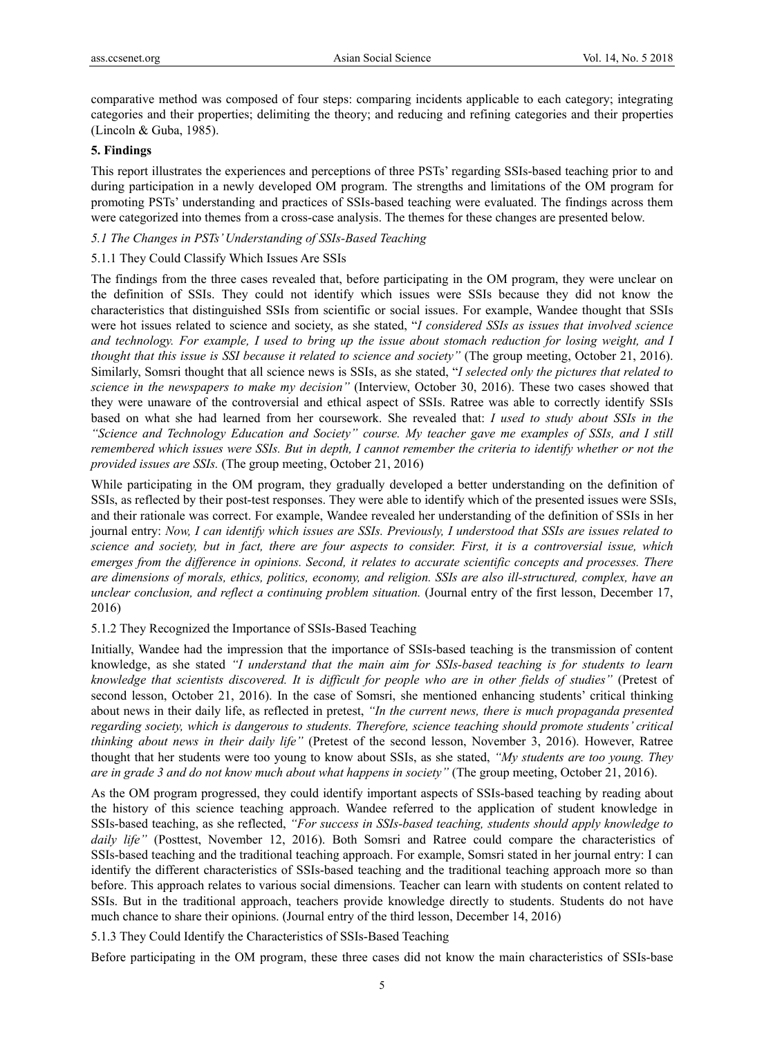comparative method was composed of four steps: comparing incidents applicable to each category; integrating categories and their properties; delimiting the theory; and reducing and refining categories and their properties (Lincoln & Guba, 1985).

## 5. Findings

This report illustrates the experiences and perceptions of three PSTs' regarding SSIs-based teaching prior to and during participation in a newly developed OM program. The strengths and limitations of the OM program for promoting PSTs' understanding and practices of SSIs-based teaching were evaluated. The findings across them were categorized into themes from a cross-case analysis. The themes for these changes are presented below.

### *5.1 The Changes in PSTs' Understanding of SSIs-Based Teaching*

#### 5.1.1 They Could Classify Which Issues Are SSIs

The findings from the three cases revealed that, before participating in the OM program, they were unclear on the definition of SSIs. They could not identify which issues were SSIs because they did not know the characteristics that distinguished SSIs from scientific or social issues. For example, Wandee thought that SSIs were hot issues related to science and society, as she stated, "*I considered SSIs as issues that involved science and technology. For example, I used to bring up the issue about stomach reduction for losing weight, and I thought that this issue is SSI because it related to science and society"* (The group meeting, October 21, 2016). Similarly, Somsri thought that all science news is SSIs, as she stated, "*I selected only the pictures that related to science in the newspapers to make my decision"* (Interview, October 30, 2016). These two cases showed that they were unaware of the controversial and ethical aspect of SSIs. Ratree was able to correctly identify SSIs based on what she had learned from her coursework. She revealed that: *I used to study about SSIs in the "Science and Technology Education and Society" course. My teacher gave me examples of SSIs, and I still remembered which issues were SSIs. But in depth, I cannot remember the criteria to identify whether or not the provided issues are SSIs.* (The group meeting, October 21, 2016)

While participating in the OM program, they gradually developed a better understanding on the definition of SSIs, as reflected by their post-test responses. They were able to identify which of the presented issues were SSIs, and their rationale was correct. For example, Wandee revealed her understanding of the definition of SSIs in her journal entry: *Now, I can identify which issues are SSIs. Previously, I understood that SSIs are issues related to science and society, but in fact, there are four aspects to consider. First, it is a controversial issue, which emerges from the difference in opinions. Second, it relates to accurate scientific concepts and processes. There are dimensions of morals, ethics, politics, economy, and religion. SSIs are also ill-structured, complex, have an unclear conclusion, and reflect a continuing problem situation.* (Journal entry of the first lesson, December 17, 2016)

#### 5.1.2 They Recognized the Importance of SSIs-Based Teaching

Initially, Wandee had the impression that the importance of SSIs-based teaching is the transmission of content knowledge, as she stated *"I understand that the main aim for SSIs-based teaching is for students to learn knowledge that scientists discovered. It is difficult for people who are in other fields of studies"* (Pretest of second lesson, October 21, 2016). In the case of Somsri, she mentioned enhancing students' critical thinking about news in their daily life, as reflected in pretest, *"In the current news, there is much propaganda presented regarding society, which is dangerous to students. Therefore, science teaching should promote students' critical thinking about news in their daily life"* (Pretest of the second lesson, November 3, 2016). However, Ratree thought that her students were too young to know about SSIs, as she stated, *"My students are too young. They are in grade 3 and do not know much about what happens in society"* (The group meeting, October 21, 2016).

As the OM program progressed, they could identify important aspects of SSIs-based teaching by reading about the history of this science teaching approach. Wandee referred to the application of student knowledge in SSIs-based teaching, as she reflected, *"For success in SSIs-based teaching, students should apply knowledge to daily life"* (Posttest, November 12, 2016). Both Somsri and Ratree could compare the characteristics of SSIs-based teaching and the traditional teaching approach. For example, Somsri stated in her journal entry: I can identify the different characteristics of SSIs-based teaching and the traditional teaching approach more so than before. This approach relates to various social dimensions. Teacher can learn with students on content related to SSIs. But in the traditional approach, teachers provide knowledge directly to students. Students do not have much chance to share their opinions. (Journal entry of the third lesson, December 14, 2016)

#### 5.1.3 They Could Identify the Characteristics of SSIs-Based Teaching

Before participating in the OM program, these three cases did not know the main characteristics of SSIs-base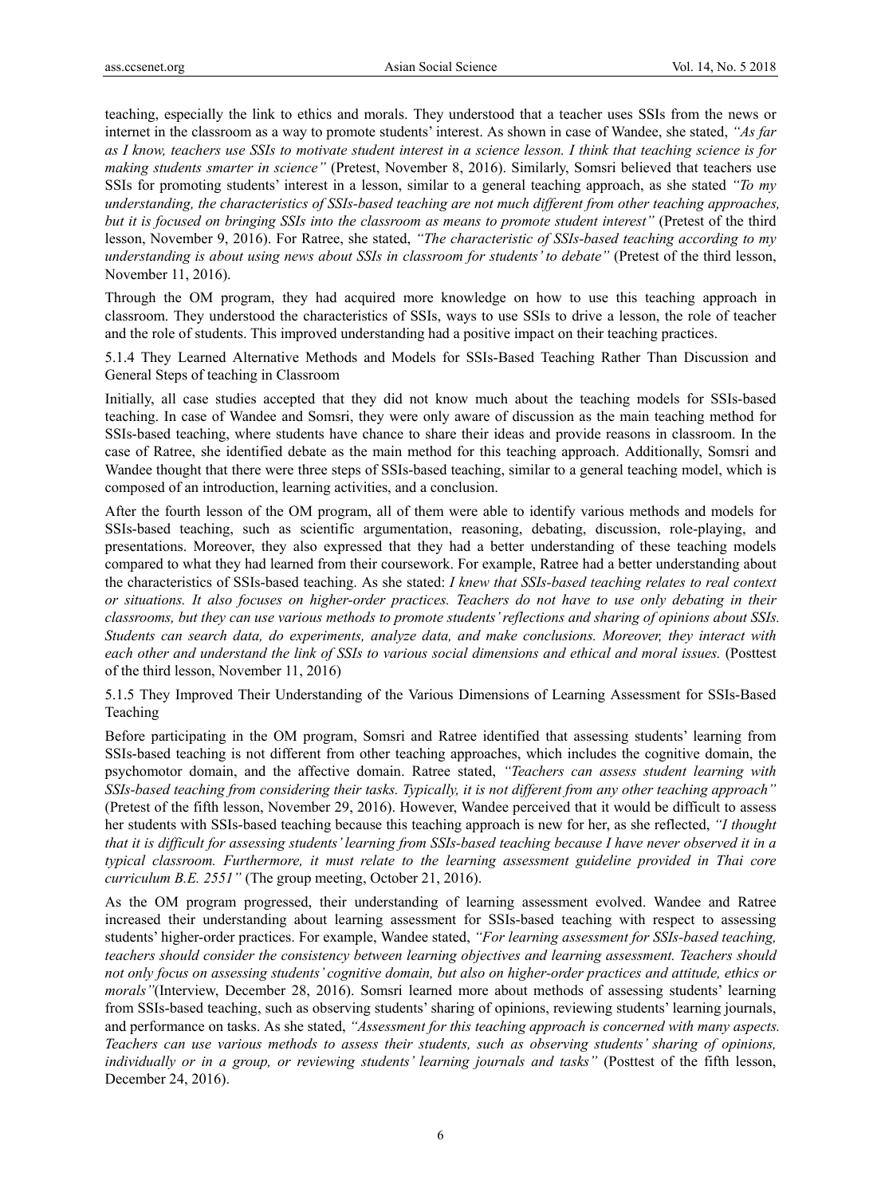teaching, especially the link to ethics and morals. They understood that a teacher uses SSIs from the news or internet in the classroom as a way to promote students' interest. As shown in case of Wandee, she stated, *"As far as I know, teachers use SSIs to motivate student interest in a science lesson. I think that teaching science is for making students smarter in science"* (Pretest, November 8, 2016). Similarly, Somsri believed that teachers use SSIs for promoting students' interest in a lesson, similar to a general teaching approach, as she stated *"To my understanding, the characteristics of SSIs-based teaching are not much different from other teaching approaches, but it is focused on bringing SSIs into the classroom as means to promote student interest"* (Pretest of the third lesson, November 9, 2016). For Ratree, she stated, *"The characteristic of SSIs-based teaching according to my understanding is about using news about SSIs in classroom for students' to debate"* (Pretest of the third lesson, November 11, 2016).

Through the OM program, they had acquired more knowledge on how to use this teaching approach in classroom. They understood the characteristics of SSIs, ways to use SSIs to drive a lesson, the role of teacher and the role of students. This improved understanding had a positive impact on their teaching practices.

#### 5.1.4 They Learned Alternative Methods and Models for SSIs-Based Teaching Rather Than Discussion and General Steps of teaching in Classroom

Initially, all case studies accepted that they did not know much about the teaching models for SSIs-based teaching. In case of Wandee and Somsri, they were only aware of discussion as the main teaching method for SSIs-based teaching, where students have chance to share their ideas and provide reasons in classroom. In the case of Ratree, she identified debate as the main method for this teaching approach. Additionally, Somsri and Wandee thought that there were three steps of SSIs-based teaching, similar to a general teaching model, which is composed of an introduction, learning activities, and a conclusion.

After the fourth lesson of the OM program, all of them were able to identify various methods and models for SSIs-based teaching, such as scientific argumentation, reasoning, debating, discussion, role-playing, and presentations. Moreover, they also expressed that they had a better understanding of these teaching models compared to what they had learned from their coursework. For example, Ratree had a better understanding about the characteristics of SSIs-based teaching. As she stated: *I knew that SSIs-based teaching relates to real context or situations. It also focuses on higher-order practices. Teachers do not have to use only debating in their classrooms, but they can use various methods to promote students' reflections and sharing of opinions about SSIs. Students can search data, do experiments, analyze data, and make conclusions. Moreover, they interact with each other and understand the link of SSIs to various social dimensions and ethical and moral issues.* (Posttest of the third lesson, November 11, 2016)

#### 5.1.5 They Improved Their Understanding of the Various Dimensions of Learning Assessment for SSIs-Based Teaching

Before participating in the OM program, Somsri and Ratree identified that assessing students' learning from SSIs-based teaching is not different from other teaching approaches, which includes the cognitive domain, the psychomotor domain, and the affective domain. Ratree stated, *"Teachers can assess student learning with SSIs-based teaching from considering their tasks. Typically, it is not different from any other teaching approach"* (Pretest of the fifth lesson, November 29, 2016). However, Wandee perceived that it would be difficult to assess her students with SSIs-based teaching because this teaching approach is new for her, as she reflected, *"I thought that it is difficult for assessing students' learning from SSIs-based teaching because I have never observed it in a typical classroom. Furthermore, it must relate to the learning assessment guideline provided in Thai core curriculum B.E. 2551"* (The group meeting, October 21, 2016).

As the OM program progressed, their understanding of learning assessment evolved. Wandee and Ratree increased their understanding about learning assessment for SSIs-based teaching with respect to assessing students' higher-order practices. For example, Wandee stated, *"For learning assessment for SSIs-based teaching, teachers should consider the consistency between learning objectives and learning assessment. Teachers should not only focus on assessing students' cognitive domain, but also on higher-order practices and attitude, ethics or morals"*(Interview, December 28, 2016). Somsri learned more about methods of assessing students' learning from SSIs-based teaching, such as observing students' sharing of opinions, reviewing students' learning journals, and performance on tasks. As she stated, *"Assessment for this teaching approach is concerned with many aspects. Teachers can use various methods to assess their students, such as observing students' sharing of opinions, individually or in a group, or reviewing students' learning journals and tasks"* (Posttest of the fifth lesson, December 24, 2016).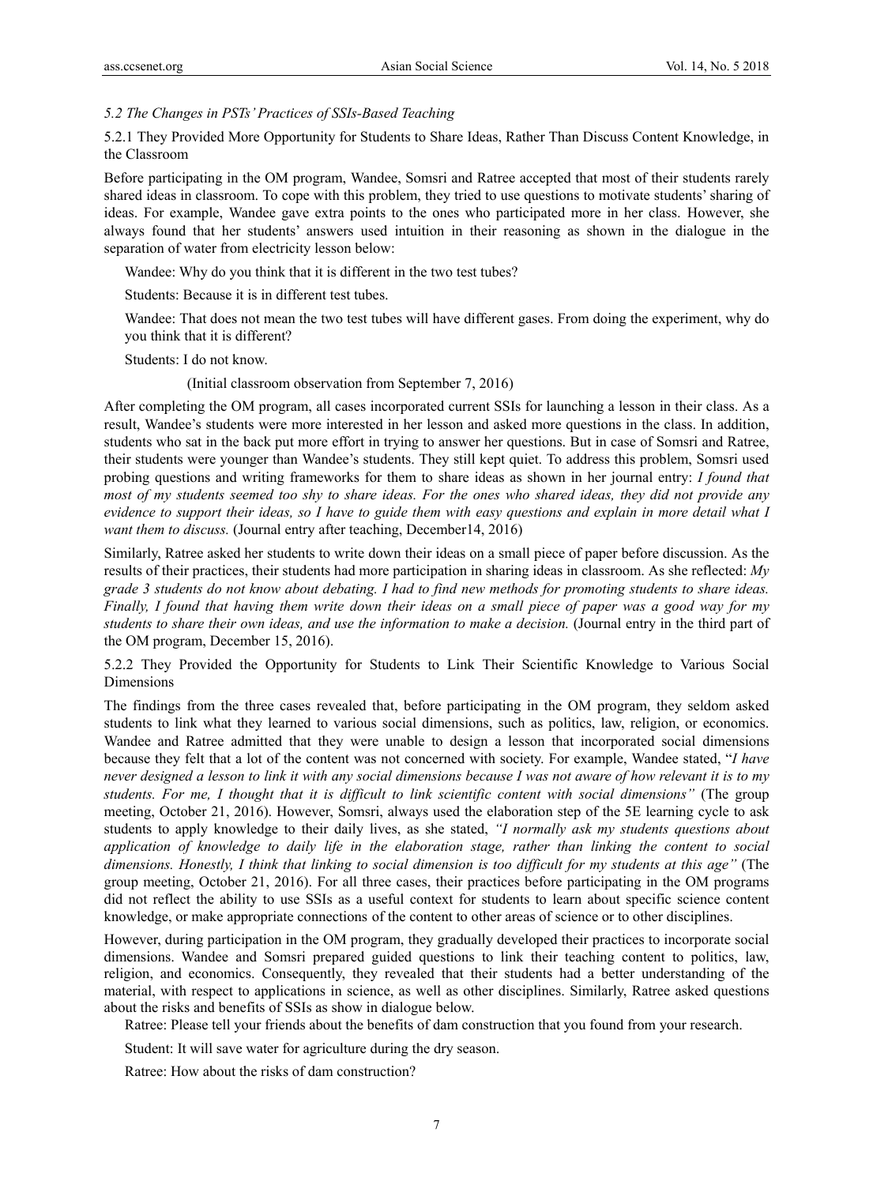### *5.2 The Changes in PSTs' Practices of SSIs-Based Teaching*

5.2.1 They Provided More Opportunity for Students to Share Ideas, Rather Than Discuss Content Knowledge, in the Classroom

Before participating in the OM program, Wandee, Somsri and Ratree accepted that most of their students rarely shared ideas in classroom. To cope with this problem, they tried to use questions to motivate students' sharing of ideas. For example, Wandee gave extra points to the ones who participated more in her class. However, she always found that her students' answers used intuition in their reasoning as shown in the dialogue in the separation of water from electricity lesson below:

> Wandee: Why do you think that it is different in the two test tubes?
>
> Students: Because it is in different test tubes.
>
> Wandee: That does not mean the two test tubes will have different gases. From doing the experiment, why do you think that it is different?
>
> Students: I do not know.
>
> (Initial classroom observation from September 7, 2016)

After completing the OM program, all cases incorporated current SSIs for launching a lesson in their class. As a result, Wandee's students were more interested in her lesson and asked more questions in the class. In addition, students who sat in the back put more effort in trying to answer her questions. But in case of Somsri and Ratree, their students were younger than Wandee's students. They still kept quiet. To address this problem, Somsri used probing questions and writing frameworks for them to share ideas as shown in her journal entry: *I found that most of my students seemed too shy to share ideas. For the ones who shared ideas, they did not provide any evidence to support their ideas, so I have to guide them with easy questions and explain in more detail what I want them to discuss.* (Journal entry after teaching, December14, 2016)

Similarly, Ratree asked her students to write down their ideas on a small piece of paper before discussion. As the results of their practices, their students had more participation in sharing ideas in classroom. As she reflected: *My grade 3 students do not know about debating. I had to find new methods for promoting students to share ideas. Finally, I found that having them write down their ideas on a small piece of paper was a good way for my students to share their own ideas, and use the information to make a decision.* (Journal entry in the third part of the OM program, December 15, 2016).

5.2.2 They Provided the Opportunity for Students to Link Their Scientific Knowledge to Various Social Dimensions

The findings from the three cases revealed that, before participating in the OM program, they seldom asked students to link what they learned to various social dimensions, such as politics, law, religion, or economics. Wandee and Ratree admitted that they were unable to design a lesson that incorporated social dimensions because they felt that a lot of the content was not concerned with society. For example, Wandee stated, "*I have never designed a lesson to link it with any social dimensions because I was not aware of how relevant it is to my students. For me, I thought that it is difficult to link scientific content with social dimensions"* (The group meeting, October 21, 2016). However, Somsri, always used the elaboration step of the 5E learning cycle to ask students to apply knowledge to their daily lives, as she stated, *"I normally ask my students questions about application of knowledge to daily life in the elaboration stage, rather than linking the content to social dimensions. Honestly, I think that linking to social dimension is too difficult for my students at this age"* (The group meeting, October 21, 2016). For all three cases, their practices before participating in the OM programs did not reflect the ability to use SSIs as a useful context for students to learn about specific science content knowledge, or make appropriate connections of the content to other areas of science or to other disciplines.

However, during participation in the OM program, they gradually developed their practices to incorporate social dimensions. Wandee and Somsri prepared guided questions to link their teaching content to politics, law, religion, and economics. Consequently, they revealed that their students had a better understanding of the material, with respect to applications in science, as well as other disciplines. Similarly, Ratree asked questions about the risks and benefits of SSIs as show in dialogue below.

> Ratree: Please tell your friends about the benefits of dam construction that you found from your research.
>
> Student: It will save water for agriculture during the dry season.
>
> Ratree: How about the risks of dam construction?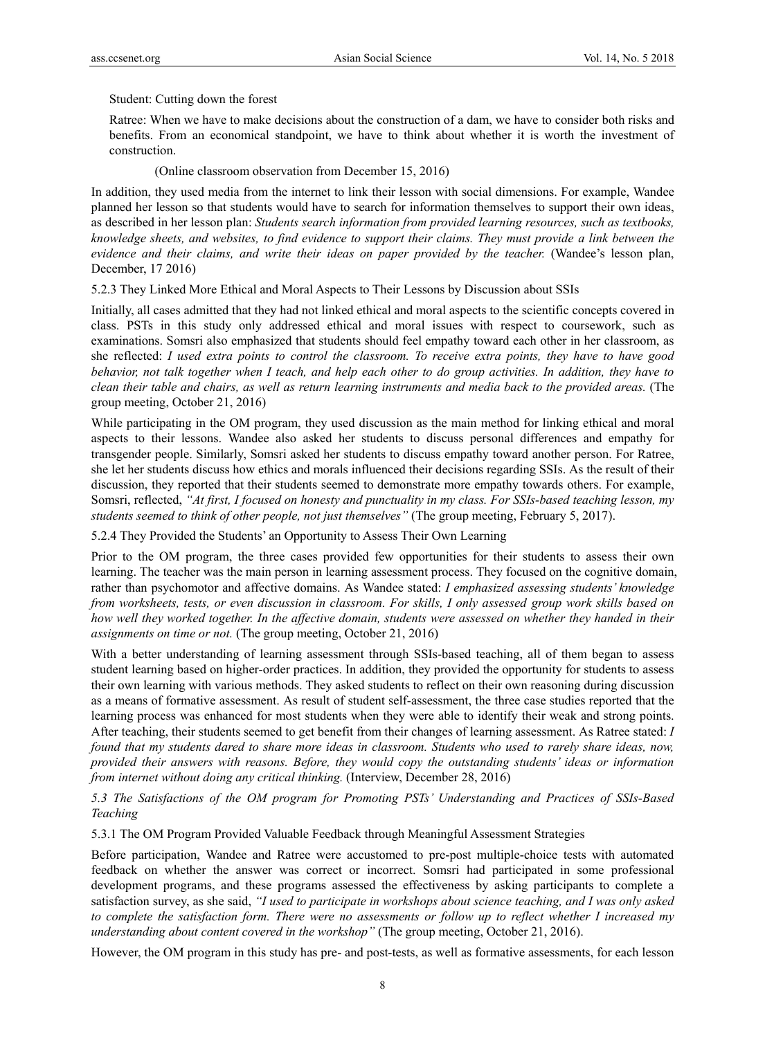Student: Cutting down the forest

Ratree: When we have to make decisions about the construction of a dam, we have to consider both risks and benefits. From an economical standpoint, we have to think about whether it is worth the investment of construction.

(Online classroom observation from December 15, 2016)

In addition, they used media from the internet to link their lesson with social dimensions. For example, Wandee planned her lesson so that students would have to search for information themselves to support their own ideas, as described in her lesson plan: *Students search information from provided learning resources, such as textbooks, knowledge sheets, and websites, to find evidence to support their claims. They must provide a link between the evidence and their claims, and write their ideas on paper provided by the teacher.* (Wandee's lesson plan, December, 17 2016)

#### 5.2.3 They Linked More Ethical and Moral Aspects to Their Lessons by Discussion about SSIs

Initially, all cases admitted that they had not linked ethical and moral aspects to the scientific concepts covered in class. PSTs in this study only addressed ethical and moral issues with respect to coursework, such as examinations. Somsri also emphasized that students should feel empathy toward each other in her classroom, as she reflected: *I used extra points to control the classroom. To receive extra points, they have to have good behavior, not talk together when I teach, and help each other to do group activities. In addition, they have to clean their table and chairs, as well as return learning instruments and media back to the provided areas.* (The group meeting, October 21, 2016)

While participating in the OM program, they used discussion as the main method for linking ethical and moral aspects to their lessons. Wandee also asked her students to discuss personal differences and empathy for transgender people. Similarly, Somsri asked her students to discuss empathy toward another person. For Ratree, she let her students discuss how ethics and morals influenced their decisions regarding SSIs. As the result of their discussion, they reported that their students seemed to demonstrate more empathy towards others. For example, Somsri, reflected, *"At first, I focused on honesty and punctuality in my class. For SSIs-based teaching lesson, my students seemed to think of other people, not just themselves"* (The group meeting, February 5, 2017).

#### 5.2.4 They Provided the Students' an Opportunity to Assess Their Own Learning

Prior to the OM program, the three cases provided few opportunities for their students to assess their own learning. The teacher was the main person in learning assessment process. They focused on the cognitive domain, rather than psychomotor and affective domains. As Wandee stated: *I emphasized assessing students' knowledge from worksheets, tests, or even discussion in classroom. For skills, I only assessed group work skills based on how well they worked together. In the affective domain, students were assessed on whether they handed in their assignments on time or not.* (The group meeting, October 21, 2016)

With a better understanding of learning assessment through SSIs-based teaching, all of them began to assess student learning based on higher-order practices. In addition, they provided the opportunity for students to assess their own learning with various methods. They asked students to reflect on their own reasoning during discussion as a means of formative assessment. As result of student self-assessment, the three case studies reported that the learning process was enhanced for most students when they were able to identify their weak and strong points. After teaching, their students seemed to get benefit from their changes of learning assessment. As Ratree stated: *I found that my students dared to share more ideas in classroom. Students who used to rarely share ideas, now, provided their answers with reasons. Before, they would copy the outstanding students' ideas or information from internet without doing any critical thinking.* (Interview, December 28, 2016)

### *5.3 The Satisfactions of the OM program for Promoting PSTs' Understanding and Practices of SSIs-Based Teaching*

#### 5.3.1 The OM Program Provided Valuable Feedback through Meaningful Assessment Strategies

Before participation, Wandee and Ratree were accustomed to pre-post multiple-choice tests with automated feedback on whether the answer was correct or incorrect. Somsri had participated in some professional development programs, and these programs assessed the effectiveness by asking participants to complete a satisfaction survey, as she said, *"I used to participate in workshops about science teaching, and I was only asked to complete the satisfaction form. There were no assessments or follow up to reflect whether I increased my understanding about content covered in the workshop"* (The group meeting, October 21, 2016).

However, the OM program in this study has pre- and post-tests, as well as formative assessments, for each lesson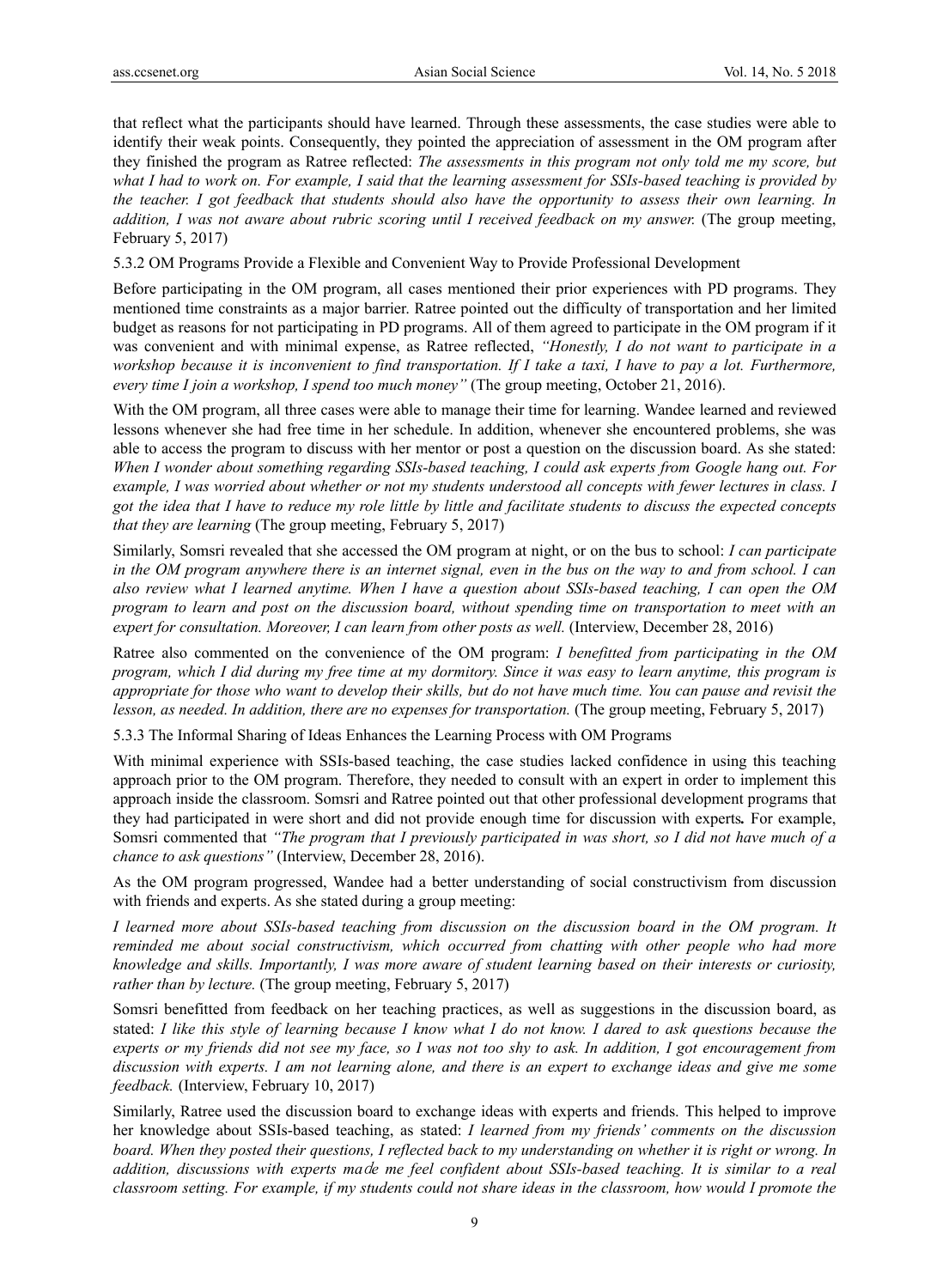that reflect what the participants should have learned. Through these assessments, the case studies were able to identify their weak points. Consequently, they pointed the appreciation of assessment in the OM program after they finished the program as Ratree reflected: *The assessments in this program not only told me my score, but what I had to work on. For example, I said that the learning assessment for SSIs-based teaching is provided by the teacher. I got feedback that students should also have the opportunity to assess their own learning. In addition, I was not aware about rubric scoring until I received feedback on my answer.* (The group meeting, February 5, 2017)

#### 5.3.2 OM Programs Provide a Flexible and Convenient Way to Provide Professional Development

Before participating in the OM program, all cases mentioned their prior experiences with PD programs. They mentioned time constraints as a major barrier. Ratree pointed out the difficulty of transportation and her limited budget as reasons for not participating in PD programs. All of them agreed to participate in the OM program if it was convenient and with minimal expense, as Ratree reflected, *"Honestly, I do not want to participate in a workshop because it is inconvenient to find transportation. If I take a taxi, I have to pay a lot. Furthermore, every time I join a workshop, I spend too much money"* (The group meeting, October 21, 2016).

With the OM program, all three cases were able to manage their time for learning. Wandee learned and reviewed lessons whenever she had free time in her schedule. In addition, whenever she encountered problems, she was able to access the program to discuss with her mentor or post a question on the discussion board. As she stated: *When I wonder about something regarding SSIs-based teaching, I could ask experts from Google hang out. For example, I was worried about whether or not my students understood all concepts with fewer lectures in class. I got the idea that I have to reduce my role little by little and facilitate students to discuss the expected concepts that they are learning* (The group meeting, February 5, 2017)

Similarly, Somsri revealed that she accessed the OM program at night, or on the bus to school: *I can participate in the OM program anywhere there is an internet signal, even in the bus on the way to and from school. I can also review what I learned anytime. When I have a question about SSIs-based teaching, I can open the OM program to learn and post on the discussion board, without spending time on transportation to meet with an expert for consultation. Moreover, I can learn from other posts as well.* (Interview, December 28, 2016)

Ratree also commented on the convenience of the OM program: *I benefitted from participating in the OM program, which I did during my free time at my dormitory. Since it was easy to learn anytime, this program is appropriate for those who want to develop their skills, but do not have much time. You can pause and revisit the lesson, as needed. In addition, there are no expenses for transportation.* (The group meeting, February 5, 2017)

#### 5.3.3 The Informal Sharing of Ideas Enhances the Learning Process with OM Programs

With minimal experience with SSIs-based teaching, the case studies lacked confidence in using this teaching approach prior to the OM program. Therefore, they needed to consult with an expert in order to implement this approach inside the classroom. Somsri and Ratree pointed out that other professional development programs that they had participated in were short and did not provide enough time for discussion with experts**.** For example, Somsri commented that *"The program that I previously participated in was short, so I did not have much of a chance to ask questions"* (Interview, December 28, 2016).

As the OM program progressed, Wandee had a better understanding of social constructivism from discussion with friends and experts. As she stated during a group meeting:

*I learned more about SSIs-based teaching from discussion on the discussion board in the OM program. It reminded me about social constructivism, which occurred from chatting with other people who had more knowledge and skills. Importantly, I was more aware of student learning based on their interests or curiosity, rather than by lecture.* (The group meeting, February 5, 2017)

Somsri benefitted from feedback on her teaching practices, as well as suggestions in the discussion board, as stated: *I like this style of learning because I know what I do not know. I dared to ask questions because the experts or my friends did not see my face, so I was not too shy to ask. In addition, I got encouragement from discussion with experts. I am not learning alone, and there is an expert to exchange ideas and give me some feedback.* (Interview, February 10, 2017)

Similarly, Ratree used the discussion board to exchange ideas with experts and friends. This helped to improve her knowledge about SSIs-based teaching, as stated: *I learned from my friends' comments on the discussion board. When they posted their questions, I reflected back to my understanding on whether it is right or wrong. In addition, discussions with experts made me feel confident about SSIs-based teaching. It is similar to a real classroom setting. For example, if my students could not share ideas in the classroom, how would I promote the*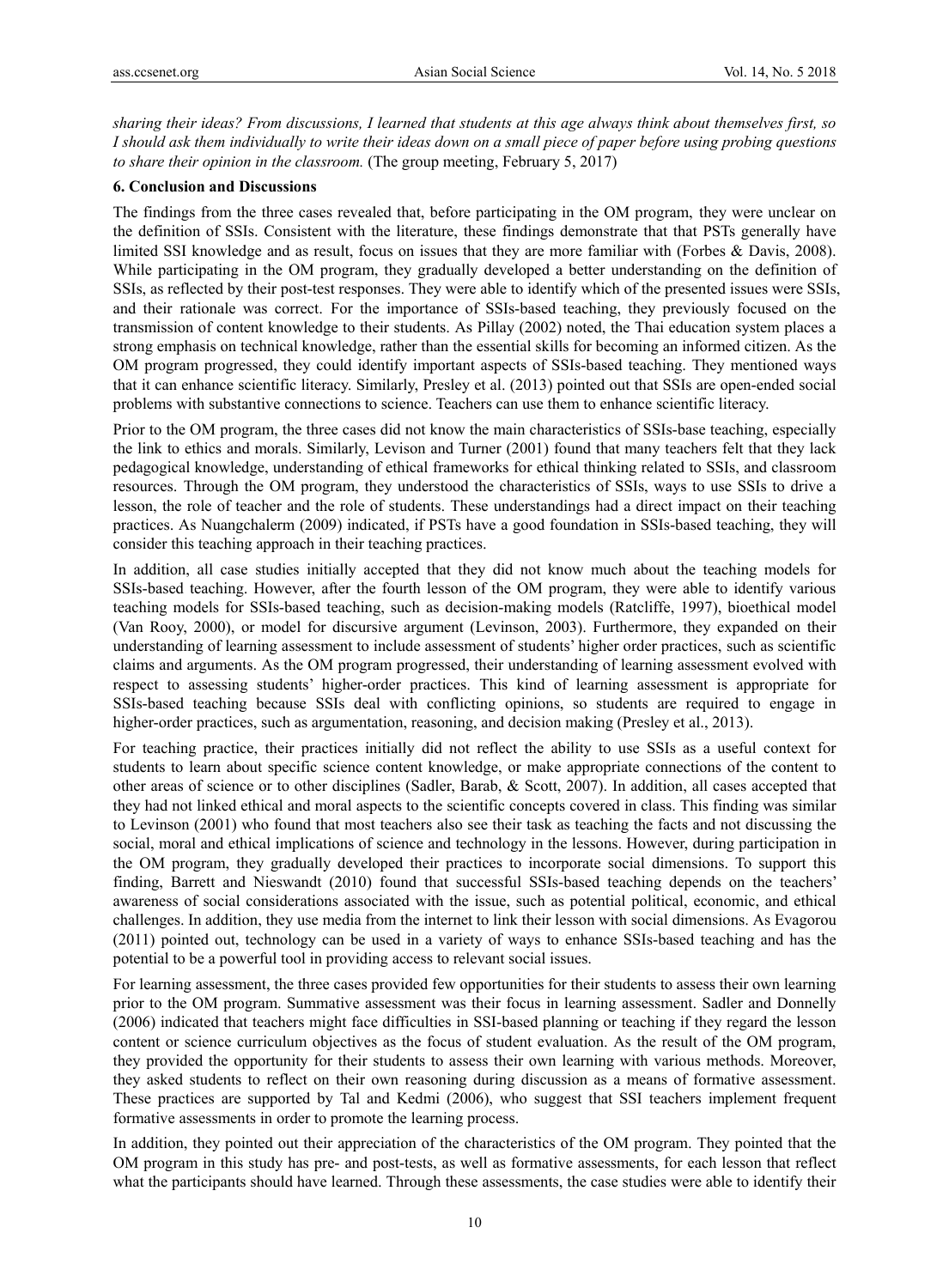*sharing their ideas? From discussions, I learned that students at this age always think about themselves first, so I should ask them individually to write their ideas down on a small piece of paper before using probing questions to share their opinion in the classroom.* (The group meeting, February 5, 2017)

## 6. Conclusion and Discussions

The findings from the three cases revealed that, before participating in the OM program, they were unclear on the definition of SSIs. Consistent with the literature, these findings demonstrate that that PSTs generally have limited SSI knowledge and as result, focus on issues that they are more familiar with (Forbes & Davis, 2008). While participating in the OM program, they gradually developed a better understanding on the definition of SSIs, as reflected by their post-test responses. They were able to identify which of the presented issues were SSIs, and their rationale was correct. For the importance of SSIs-based teaching, they previously focused on the transmission of content knowledge to their students. As Pillay (2002) noted, the Thai education system places a strong emphasis on technical knowledge, rather than the essential skills for becoming an informed citizen. As the OM program progressed, they could identify important aspects of SSIs-based teaching. They mentioned ways that it can enhance scientific literacy. Similarly, Presley et al. (2013) pointed out that SSIs are open-ended social problems with substantive connections to science. Teachers can use them to enhance scientific literacy.

Prior to the OM program, the three cases did not know the main characteristics of SSIs-base teaching, especially the link to ethics and morals. Similarly, Levison and Turner (2001) found that many teachers felt that they lack pedagogical knowledge, understanding of ethical frameworks for ethical thinking related to SSIs, and classroom resources. Through the OM program, they understood the characteristics of SSIs, ways to use SSIs to drive a lesson, the role of teacher and the role of students. These understandings had a direct impact on their teaching practices. As Nuangchalerm (2009) indicated, if PSTs have a good foundation in SSIs-based teaching, they will consider this teaching approach in their teaching practices.

In addition, all case studies initially accepted that they did not know much about the teaching models for SSIs-based teaching. However, after the fourth lesson of the OM program, they were able to identify various teaching models for SSIs-based teaching, such as decision-making models (Ratcliffe, 1997), bioethical model (Van Rooy, 2000), or model for discursive argument (Levinson, 2003). Furthermore, they expanded on their understanding of learning assessment to include assessment of students' higher order practices, such as scientific claims and arguments. As the OM program progressed, their understanding of learning assessment evolved with respect to assessing students' higher-order practices. This kind of learning assessment is appropriate for SSIs-based teaching because SSIs deal with conflicting opinions, so students are required to engage in higher-order practices, such as argumentation, reasoning, and decision making (Presley et al., 2013).

For teaching practice, their practices initially did not reflect the ability to use SSIs as a useful context for students to learn about specific science content knowledge, or make appropriate connections of the content to other areas of science or to other disciplines (Sadler, Barab, & Scott, 2007). In addition, all cases accepted that they had not linked ethical and moral aspects to the scientific concepts covered in class. This finding was similar to Levinson (2001) who found that most teachers also see their task as teaching the facts and not discussing the social, moral and ethical implications of science and technology in the lessons. However, during participation in the OM program, they gradually developed their practices to incorporate social dimensions. To support this finding, Barrett and Nieswandt (2010) found that successful SSIs-based teaching depends on the teachers' awareness of social considerations associated with the issue, such as potential political, economic, and ethical challenges. In addition, they use media from the internet to link their lesson with social dimensions. As Evagorou (2011) pointed out, technology can be used in a variety of ways to enhance SSIs-based teaching and has the potential to be a powerful tool in providing access to relevant social issues.

For learning assessment, the three cases provided few opportunities for their students to assess their own learning prior to the OM program. Summative assessment was their focus in learning assessment. Sadler and Donnelly (2006) indicated that teachers might face difficulties in SSI-based planning or teaching if they regard the lesson content or science curriculum objectives as the focus of student evaluation. As the result of the OM program, they provided the opportunity for their students to assess their own learning with various methods. Moreover, they asked students to reflect on their own reasoning during discussion as a means of formative assessment. These practices are supported by Tal and Kedmi (2006), who suggest that SSI teachers implement frequent formative assessments in order to promote the learning process.

In addition, they pointed out their appreciation of the characteristics of the OM program. They pointed that the OM program in this study has pre- and post-tests, as well as formative assessments, for each lesson that reflect what the participants should have learned. Through these assessments, the case studies were able to identify their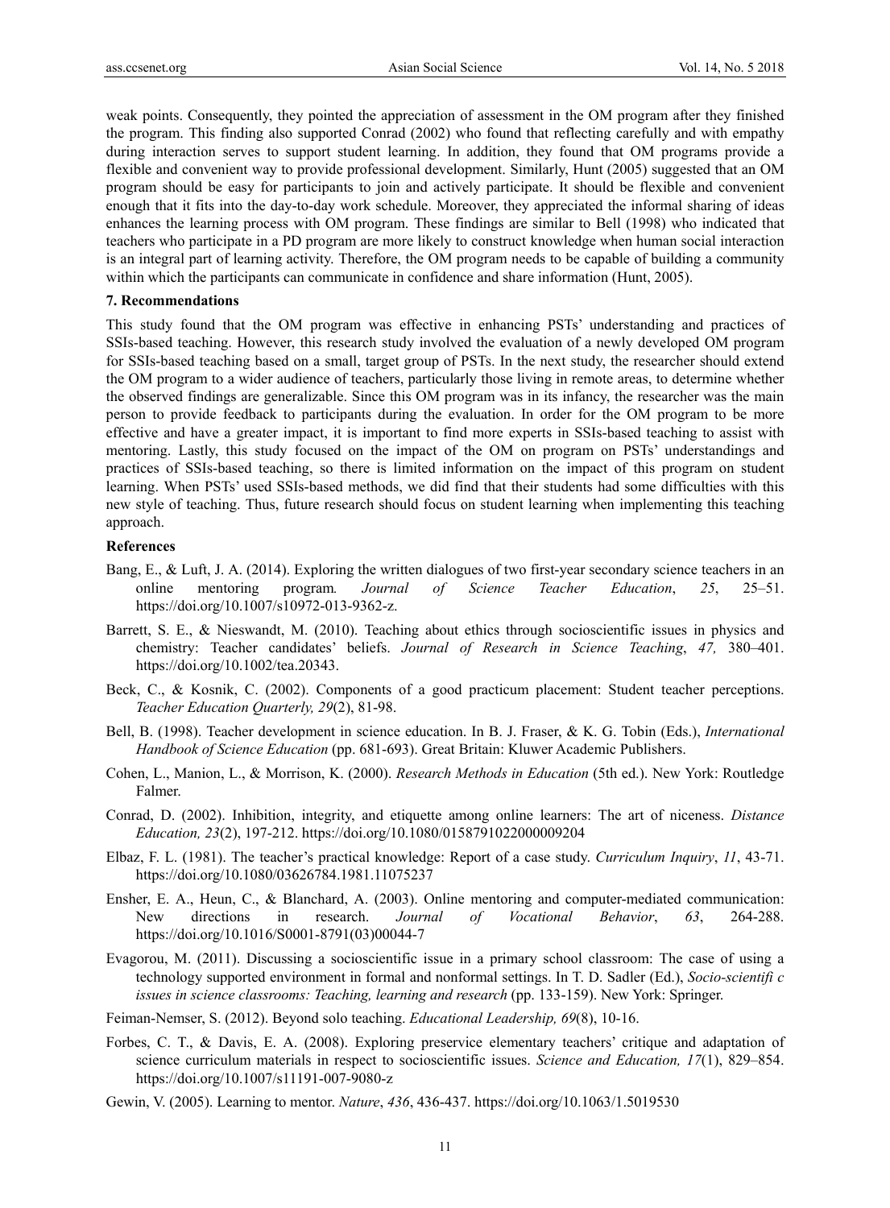weak points. Consequently, they pointed the appreciation of assessment in the OM program after they finished the program. This finding also supported Conrad (2002) who found that reflecting carefully and with empathy during interaction serves to support student learning. In addition, they found that OM programs provide a flexible and convenient way to provide professional development. Similarly, Hunt (2005) suggested that an OM program should be easy for participants to join and actively participate. It should be flexible and convenient enough that it fits into the day-to-day work schedule. Moreover, they appreciated the informal sharing of ideas enhances the learning process with OM program. These findings are similar to Bell (1998) who indicated that teachers who participate in a PD program are more likely to construct knowledge when human social interaction is an integral part of learning activity. Therefore, the OM program needs to be capable of building a community within which the participants can communicate in confidence and share information (Hunt, 2005).

## 7. Recommendations

This study found that the OM program was effective in enhancing PSTs' understanding and practices of SSIs-based teaching. However, this research study involved the evaluation of a newly developed OM program for SSIs-based teaching based on a small, target group of PSTs. In the next study, the researcher should extend the OM program to a wider audience of teachers, particularly those living in remote areas, to determine whether the observed findings are generalizable. Since this OM program was in its infancy, the researcher was the main person to provide feedback to participants during the evaluation. In order for the OM program to be more effective and have a greater impact, it is important to find more experts in SSIs-based teaching to assist with mentoring. Lastly, this study focused on the impact of the OM on program on PSTs' understandings and practices of SSIs-based teaching, so there is limited information on the impact of this program on student learning. When PSTs' used SSIs-based methods, we did find that their students had some difficulties with this new style of teaching. Thus, future research should focus on student learning when implementing this teaching approach.

## References

Bang, E., & Luft, J. A. (2014). Exploring the written dialogues of two first-year secondary science teachers in an online mentoring program. *Journal of Science Teacher Education*, *25*, 25–51. https://doi.org/10.1007/s10972-013-9362-z.

Barrett, S. E., & Nieswandt, M. (2010). Teaching about ethics through socioscientific issues in physics and chemistry: Teacher candidates' beliefs. *Journal of Research in Science Teaching*, *47,* 380–401. https://doi.org/10.1002/tea.20343.

Beck, C., & Kosnik, C. (2002). Components of a good practicum placement: Student teacher perceptions. *Teacher Education Quarterly, 29*(2), 81-98.

Bell, B. (1998). Teacher development in science education. In B. J. Fraser, & K. G. Tobin (Eds.), *International Handbook of Science Education* (pp. 681-693). Great Britain: Kluwer Academic Publishers.

Cohen, L., Manion, L., & Morrison, K. (2000). *Research Methods in Education* (5th ed.). New York: Routledge Falmer.

Conrad, D. (2002). Inhibition, integrity, and etiquette among online learners: The art of niceness. *Distance Education, 23*(2), 197-212. https://doi.org/10.1080/0158791022000009204

Elbaz, F. L. (1981). The teacher's practical knowledge: Report of a case study. *Curriculum Inquiry*, *11*, 43-71. https://doi.org/10.1080/03626784.1981.11075237

Ensher, E. A., Heun, C., & Blanchard, A. (2003). Online mentoring and computer-mediated communication: New directions in research. *Journal of Vocational Behavior*, *63*, 264-288. https://doi.org/10.1016/S0001-8791(03)00044-7

Evagorou, M. (2011). Discussing a socioscientific issue in a primary school classroom: The case of using a technology supported environment in formal and nonformal settings. In T. D. Sadler (Ed.), *Socio-scientifi c issues in science classrooms: Teaching, learning and research* (pp. 133-159). New York: Springer.

Feiman-Nemser, S. (2012). Beyond solo teaching. *Educational Leadership, 69*(8), 10-16.

Forbes, C. T., & Davis, E. A. (2008). Exploring preservice elementary teachers' critique and adaptation of science curriculum materials in respect to socioscientific issues. *Science and Education, 17*(1), 829–854. https://doi.org/10.1007/s11191-007-9080-z

Gewin, V. (2005). Learning to mentor. *Nature*, *436*, 436-437. https://doi.org/10.1063/1.5019530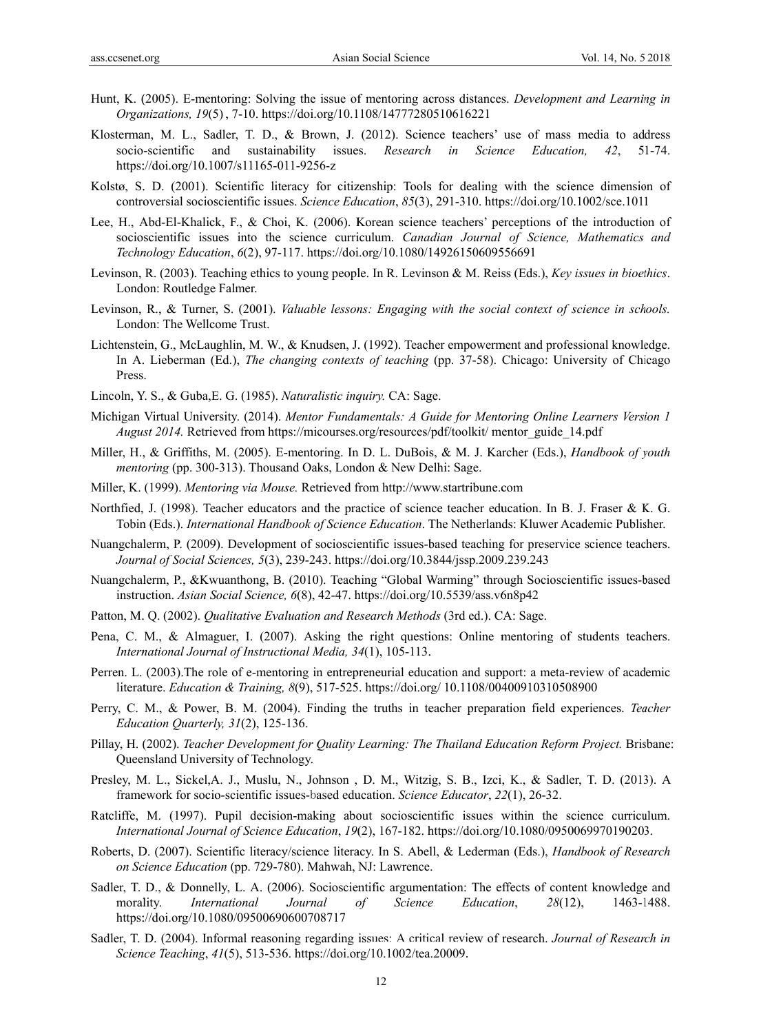Hunt, K. (2005). E-mentoring: Solving the issue of mentoring across distances. *Development and Learning in Organizations, 19*(5) , 7-10. https://doi.org/10.1108/14777280510616221

Klosterman, M. L., Sadler, T. D., & Brown, J. (2012). Science teachers' use of mass media to address socio-scientific and sustainability issues. *Research in Science Education, 42*, 51-74. https://doi.org/10.1007/s11165-011-9256-z

Kolstø, S. D. (2001). Scientific literacy for citizenship: Tools for dealing with the science dimension of controversial socioscientific issues. *Science Education*, *85*(3), 291-310. https://doi.org/10.1002/sce.1011

Lee, H., Abd-El-Khalick, F., & Choi, K. (2006). Korean science teachers' perceptions of the introduction of socioscientific issues into the science curriculum. *Canadian Journal of Science, Mathematics and Technology Education*, *6*(2), 97-117. https://doi.org/10.1080/14926150609556691

Levinson, R. (2003). Teaching ethics to young people. In R. Levinson & M. Reiss (Eds.), *Key issues in bioethics*. London: Routledge Falmer.

Levinson, R., & Turner, S. (2001). *Valuable lessons: Engaging with the social context of science in schools.* London: The Wellcome Trust.

Lichtenstein, G., McLaughlin, M. W., & Knudsen, J. (1992). Teacher empowerment and professional knowledge. In A. Lieberman (Ed.), *The changing contexts of teaching* (pp. 37-58). Chicago: University of Chicago Press.

Lincoln, Y. S., & Guba,E. G. (1985). *Naturalistic inquiry.* CA: Sage.

Michigan Virtual University. (2014). *Mentor Fundamentals: A Guide for Mentoring Online Learners Version 1 August 2014.* Retrieved from https://micourses.org/resources/pdf/toolkit/ mentor_guide_14.pdf

Miller, H., & Griffiths, M. (2005). E-mentoring. In D. L. DuBois, & M. J. Karcher (Eds.), *Handbook of youth mentoring* (pp. 300-313). Thousand Oaks, London & New Delhi: Sage.

Miller, K. (1999). *Mentoring via Mouse.* Retrieved from http://www.startribune.com

Northfied, J. (1998). Teacher educators and the practice of science teacher education. In B. J. Fraser & K. G. Tobin (Eds.). *International Handbook of Science Education*. The Netherlands: Kluwer Academic Publisher.

Nuangchalerm, P. (2009). Development of socioscientific issues-based teaching for preservice science teachers. *Journal of Social Sciences, 5*(3), 239-243. https://doi.org/10.3844/jssp.2009.239.243

Nuangchalerm, P., &Kwuanthong, B. (2010). Teaching "Global Warming" through Socioscientific issues-based instruction. *Asian Social Science, 6*(8), 42-47. https://doi.org/10.5539/ass.v6n8p42

Patton, M. Q. (2002). *Qualitative Evaluation and Research Methods* (3rd ed.). CA: Sage.

Pena, C. M., & Almaguer, I. (2007). Asking the right questions: Online mentoring of students teachers. *International Journal of Instructional Media, 34*(1), 105-113.

Perren. L. (2003).The role of e-mentoring in entrepreneurial education and support: a meta-review of academic literature. *Education & Training, 8*(9), 517-525. https://doi.org/ 10.1108/00400910310508900

Perry, C. M., & Power, B. M. (2004). Finding the truths in teacher preparation field experiences. *Teacher Education Quarterly, 31*(2), 125-136.

Pillay, H. (2002). *Teacher Development for Quality Learning: The Thailand Education Reform Project.* Brisbane: Queensland University of Technology.

Presley, M. L., Sickel,A. J., Muslu, N., Johnson , D. M., Witzig, S. B., Izci, K., & Sadler, T. D. (2013). A framework for socio-scientific issues-based education. *Science Educator*, *22*(1), 26-32.

Ratcliffe, M. (1997). Pupil decision-making about socioscientific issues within the science curriculum. *International Journal of Science Education*, *19*(2), 167-182. https://doi.org/10.1080/0950069970190203.

Roberts, D. (2007). Scientific literacy/science literacy. In S. Abell, & Lederman (Eds.), *Handbook of Research on Science Education* (pp. 729-780). Mahwah, NJ: Lawrence.

Sadler, T. D., & Donnelly, L. A. (2006). Socioscientific argumentation: The effects of content knowledge and morality. *International Journal of Science Education*, *28*(12), 1463-1488. https://doi.org/10.1080/09500690600708717

Sadler, T. D. (2004). Informal reasoning regarding issues: A critical review of research. *Journal of Research in Science Teaching*, *41*(5), 513-536. https://doi.org/10.1002/tea.20009.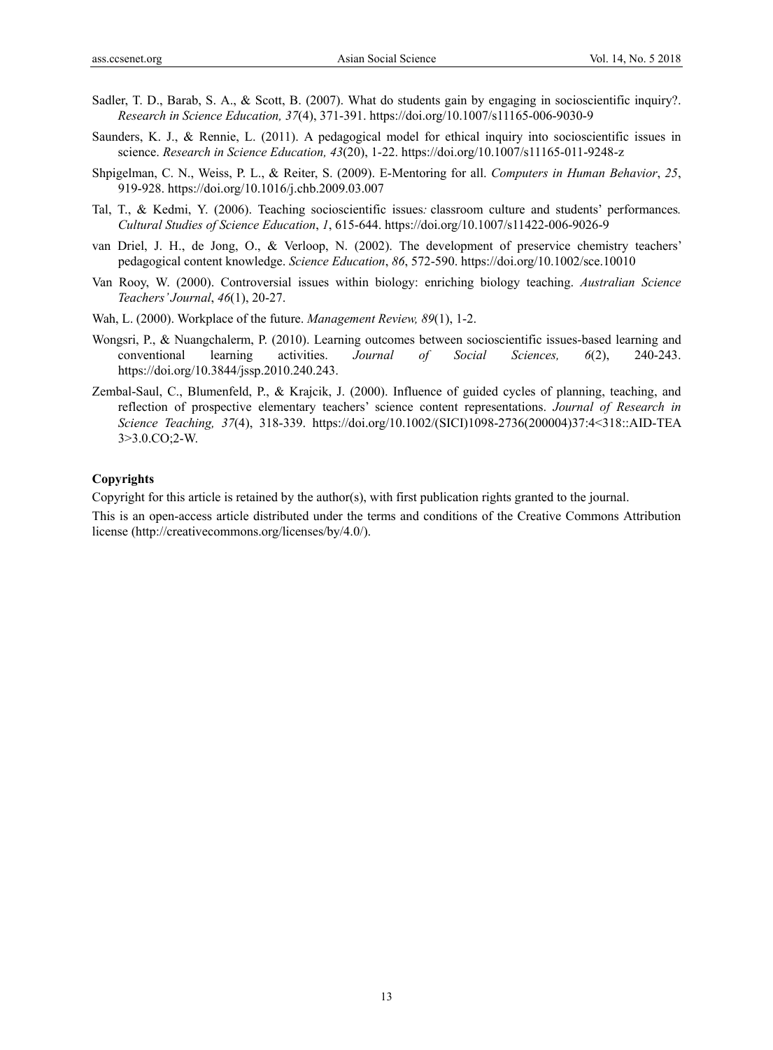Sadler, T. D., Barab, S. A., & Scott, B. (2007). What do students gain by engaging in socioscientific inquiry?. *Research in Science Education, 37*(4), 371-391. https://doi.org/10.1007/s11165-006-9030-9

Saunders, K. J., & Rennie, L. (2011). A pedagogical model for ethical inquiry into socioscientific issues in science. *Research in Science Education, 43*(20), 1-22. https://doi.org/10.1007/s11165-011-9248-z

Shpigelman, C. N., Weiss, P. L., & Reiter, S. (2009). E-Mentoring for all. *Computers in Human Behavior*, *25*, 919-928. https://doi.org/10.1016/j.chb.2009.03.007

Tal, T., & Kedmi, Y. (2006). Teaching socioscientific issues*:* classroom culture and students' performances*. Cultural Studies of Science Education*, *1*, 615-644. https://doi.org/10.1007/s11422-006-9026-9

van Driel, J. H., de Jong, O., & Verloop, N. (2002). The development of preservice chemistry teachers' pedagogical content knowledge. *Science Education*, *86*, 572-590. https://doi.org/10.1002/sce.10010

Van Rooy, W. (2000). Controversial issues within biology: enriching biology teaching. *Australian Science Teachers' Journal*, *46*(1), 20-27.

Wah, L. (2000). Workplace of the future. *Management Review, 89*(1), 1-2.

Wongsri, P., & Nuangchalerm, P. (2010). Learning outcomes between socioscientific issues-based learning and conventional learning activities. *Journal of Social Sciences, 6*(2), 240-243. https://doi.org/10.3844/jssp.2010.240.243.

Zembal-Saul, C., Blumenfeld, P., & Krajcik, J. (2000). Influence of guided cycles of planning, teaching, and reflection of prospective elementary teachers' science content representations. *Journal of Research in Science Teaching, 37*(4), 318-339. https://doi.org/10.1002/(SICI)1098-2736(200004)37:4<318::AID-TEA3>3.0.CO;2-W.

**Copyrights**

Copyright for this article is retained by the author(s), with first publication rights granted to the journal.

This is an open-access article distributed under the terms and conditions of the Creative Commons Attribution license (http://creativecommons.org/licenses/by/4.0/).